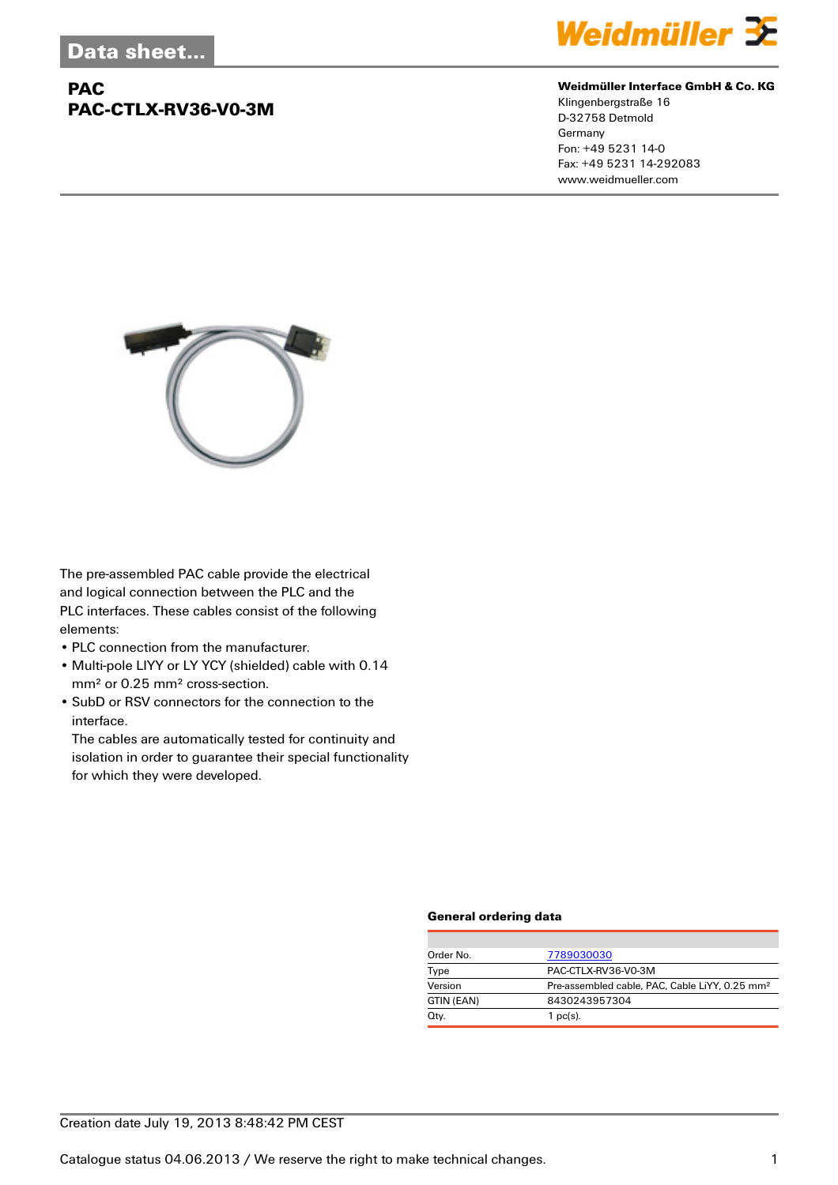# Data sheet...

## PAC
## PAC-CTLX-RV36-V0-3M

**Weidmüller Interface GmbH & Co. KG**
Klingenbergstraße 16
D-32758 Detmold
Germany
Fon: +49 5231 14-0
Fax: +49 5231 14-292083
www.weidmueller.com

The pre-assembled PAC cable provide the electrical and logical connection between the PLC and the PLC interfaces. These cables consist of the following elements:

- PLC connection from the manufacturer.
- Multi-pole LIYY or LY YCY (shielded) cable with 0.14 mm² or 0.25 mm² cross-section.
- SubD or RSV connectors for the connection to the interface.
  The cables are automatically tested for continuity and isolation in order to guarantee their special functionality for which they were developed.

### General ordering data

| | |
|---|---|
| Order No. | 7789030030 |
| Type | PAC-CTLX-RV36-V0-3M |
| Version | Pre-assembled cable, PAC, Cable LiYY, 0.25 mm² |
| GTIN (EAN) | 8430243957304 |
| Qty. | 1 pc(s). |

Creation date July 19, 2013 8:48:42 PM CEST

Catalogue status 04.06.2013 / We reserve the right to make technical changes.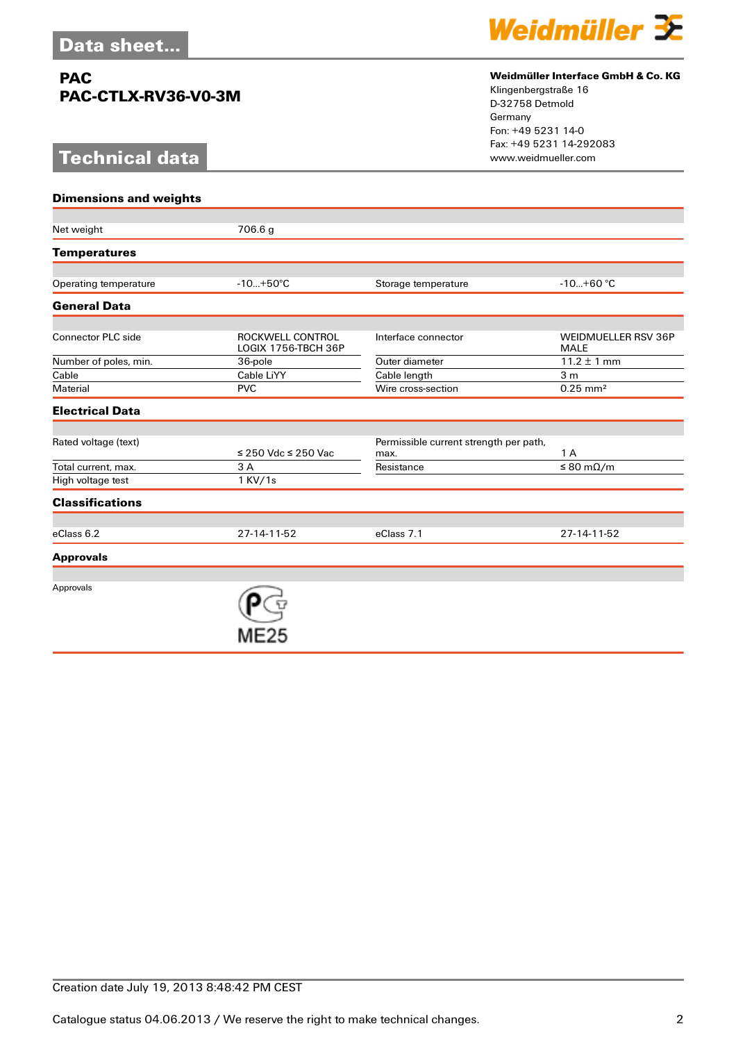# Data sheet...

## PAC
## PAC-CTLX-RV36-V0-3M

**Weidmüller Interface GmbH & Co. KG**
Klingenbergstraße 16
D-32758 Detmold
Germany
Fon: +49 5231 14-0
Fax: +49 5231 14-292083
www.weidmueller.com

# Technical data

### Dimensions and weights

| | | | |
|---|---|---|---|
| Net weight | 706.6 g | | |

### Temperatures

| | | | |
|---|---|---|---|
| Operating temperature | -10...+50°C | Storage temperature | -10...+60 °C |

### General Data

| | | | |
|---|---|---|---|
| Connector PLC side | ROCKWELL CONTROL LOGIX 1756-TBCH 36P | Interface connector | WEIDMUELLER RSV 36P MALE |
| Number of poles, min. | 36-pole | Outer diameter | 11.2 ± 1 mm |
| Cable | Cable LiYY | Cable length | 3 m |
| Material | PVC | Wire cross-section | 0.25 mm² |

### Electrical Data

| | | | |
|---|---|---|---|
| Rated voltage (text) | ≤ 250 Vdc ≤ 250 Vac | Permissible current strength per path, max. | 1 A |
| Total current, max. | 3 A | Resistance | ≤ 80 mΩ/m |
| High voltage test | 1 KV/1s | | |

### Classifications

| | | | |
|---|---|---|---|
| eClass 6.2 | 27-14-11-52 | eClass 7.1 | 27-14-11-52 |

### Approvals

| | |
|---|---|
| Approvals | ME25 |

Creation date July 19, 2013 8:48:42 PM CEST

Catalogue status 04.06.2013 / We reserve the right to make technical changes.